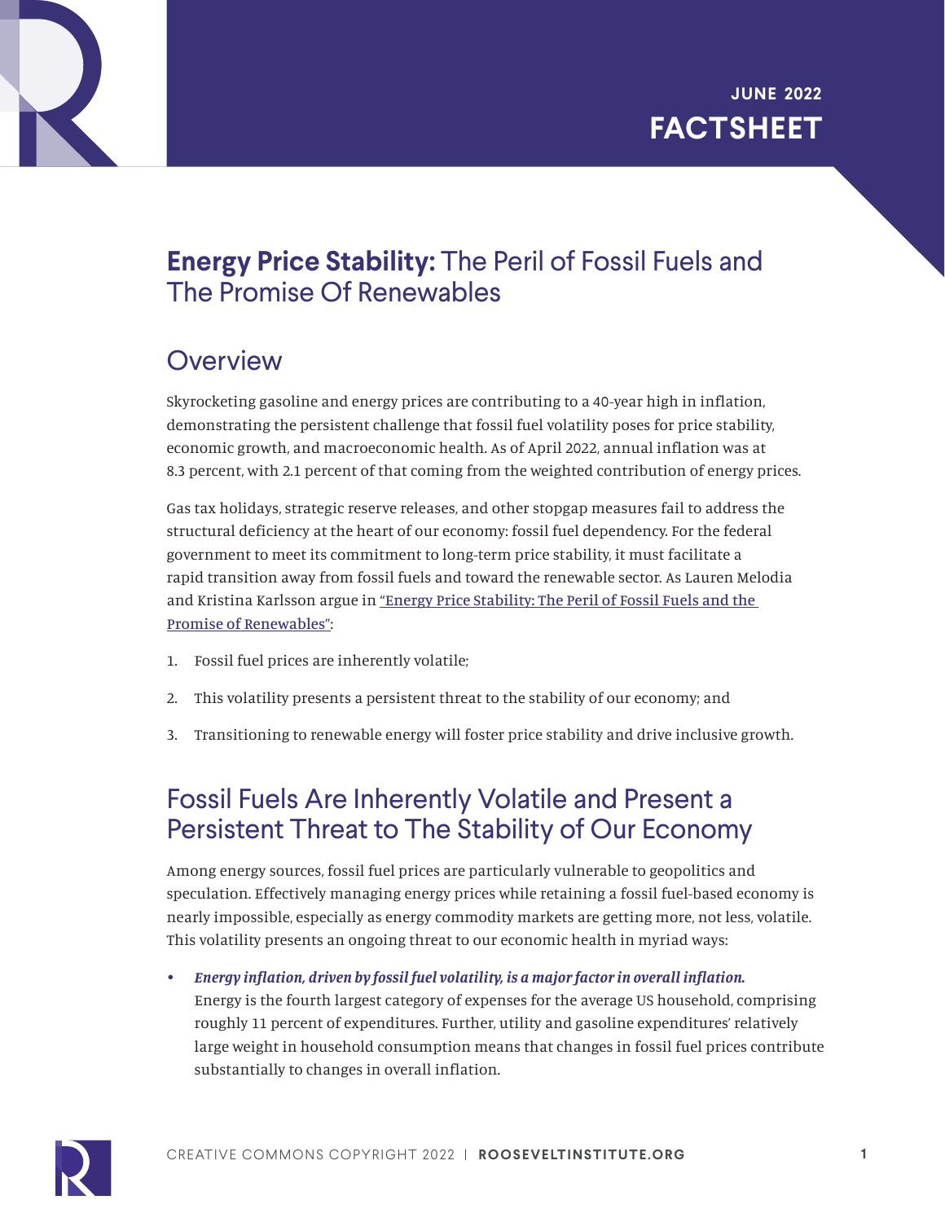JUNE 2022

FACTSHEET

# **Energy Price Stability:** The Peril of Fossil Fuels and The Promise Of Renewables

## Overview

Skyrocketing gasoline and energy prices are contributing to a 40-year high in inflation, demonstrating the persistent challenge that fossil fuel volatility poses for price stability, economic growth, and macroeconomic health. As of April 2022, annual inflation was at 8.3 percent, with 2.1 percent of that coming from the weighted contribution of energy prices.

Gas tax holidays, strategic reserve releases, and other stopgap measures fail to address the structural deficiency at the heart of our economy: fossil fuel dependency. For the federal government to meet its commitment to long-term price stability, it must facilitate a rapid transition away from fossil fuels and toward the renewable sector. As Lauren Melodia and Kristina Karlsson argue in "Energy Price Stability: The Peril of Fossil Fuels and the Promise of Renewables":

1. Fossil fuel prices are inherently volatile;
2. This volatility presents a persistent threat to the stability of our economy; and
3. Transitioning to renewable energy will foster price stability and drive inclusive growth.

## Fossil Fuels Are Inherently Volatile and Present a Persistent Threat to The Stability of Our Economy

Among energy sources, fossil fuel prices are particularly vulnerable to geopolitics and speculation. Effectively managing energy prices while retaining a fossil fuel-based economy is nearly impossible, especially as energy commodity markets are getting more, not less, volatile. This volatility presents an ongoing threat to our economic health in myriad ways:

- ***Energy inflation, driven by fossil fuel volatility, is a major factor in overall inflation.*** Energy is the fourth largest category of expenses for the average US household, comprising roughly 11 percent of expenditures. Further, utility and gasoline expenditures' relatively large weight in household consumption means that changes in fossil fuel prices contribute substantially to changes in overall inflation.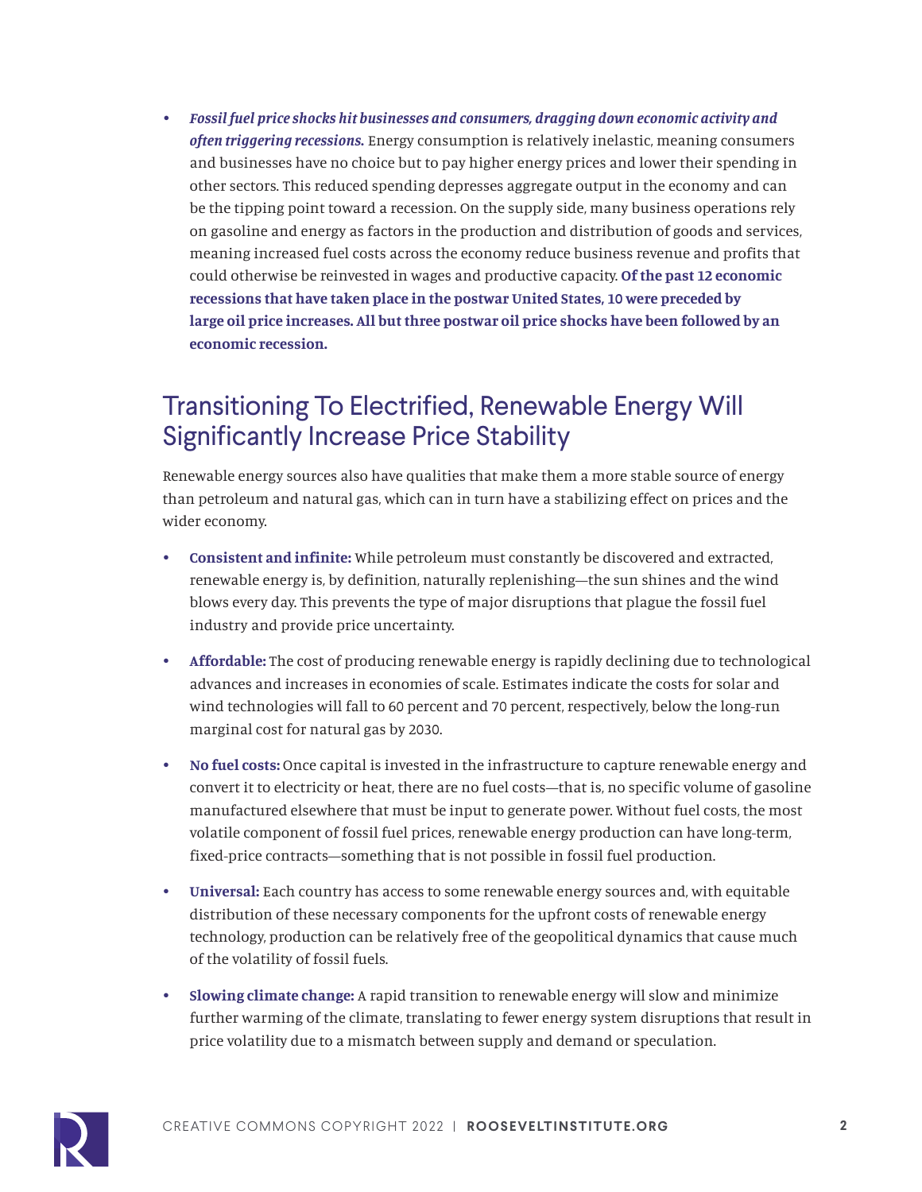- ***Fossil fuel price shocks hit businesses and consumers, dragging down economic activity and often triggering recessions.*** Energy consumption is relatively inelastic, meaning consumers and businesses have no choice but to pay higher energy prices and lower their spending in other sectors. This reduced spending depresses aggregate output in the economy and can be the tipping point toward a recession. On the supply side, many business operations rely on gasoline and energy as factors in the production and distribution of goods and services, meaning increased fuel costs across the economy reduce business revenue and profits that could otherwise be reinvested in wages and productive capacity. **Of the past 12 economic recessions that have taken place in the postwar United States, 10 were preceded by large oil price increases. All but three postwar oil price shocks have been followed by an economic recession.**

## Transitioning To Electrified, Renewable Energy Will Significantly Increase Price Stability

Renewable energy sources also have qualities that make them a more stable source of energy than petroleum and natural gas, which can in turn have a stabilizing effect on prices and the wider economy.

- **Consistent and infinite:** While petroleum must constantly be discovered and extracted, renewable energy is, by definition, naturally replenishing—the sun shines and the wind blows every day. This prevents the type of major disruptions that plague the fossil fuel industry and provide price uncertainty.
- **Affordable:** The cost of producing renewable energy is rapidly declining due to technological advances and increases in economies of scale. Estimates indicate the costs for solar and wind technologies will fall to 60 percent and 70 percent, respectively, below the long-run marginal cost for natural gas by 2030.
- **No fuel costs:** Once capital is invested in the infrastructure to capture renewable energy and convert it to electricity or heat, there are no fuel costs—that is, no specific volume of gasoline manufactured elsewhere that must be input to generate power. Without fuel costs, the most volatile component of fossil fuel prices, renewable energy production can have long-term, fixed-price contracts—something that is not possible in fossil fuel production.
- **Universal:** Each country has access to some renewable energy sources and, with equitable distribution of these necessary components for the upfront costs of renewable energy technology, production can be relatively free of the geopolitical dynamics that cause much of the volatility of fossil fuels.
- **Slowing climate change:** A rapid transition to renewable energy will slow and minimize further warming of the climate, translating to fewer energy system disruptions that result in price volatility due to a mismatch between supply and demand or speculation.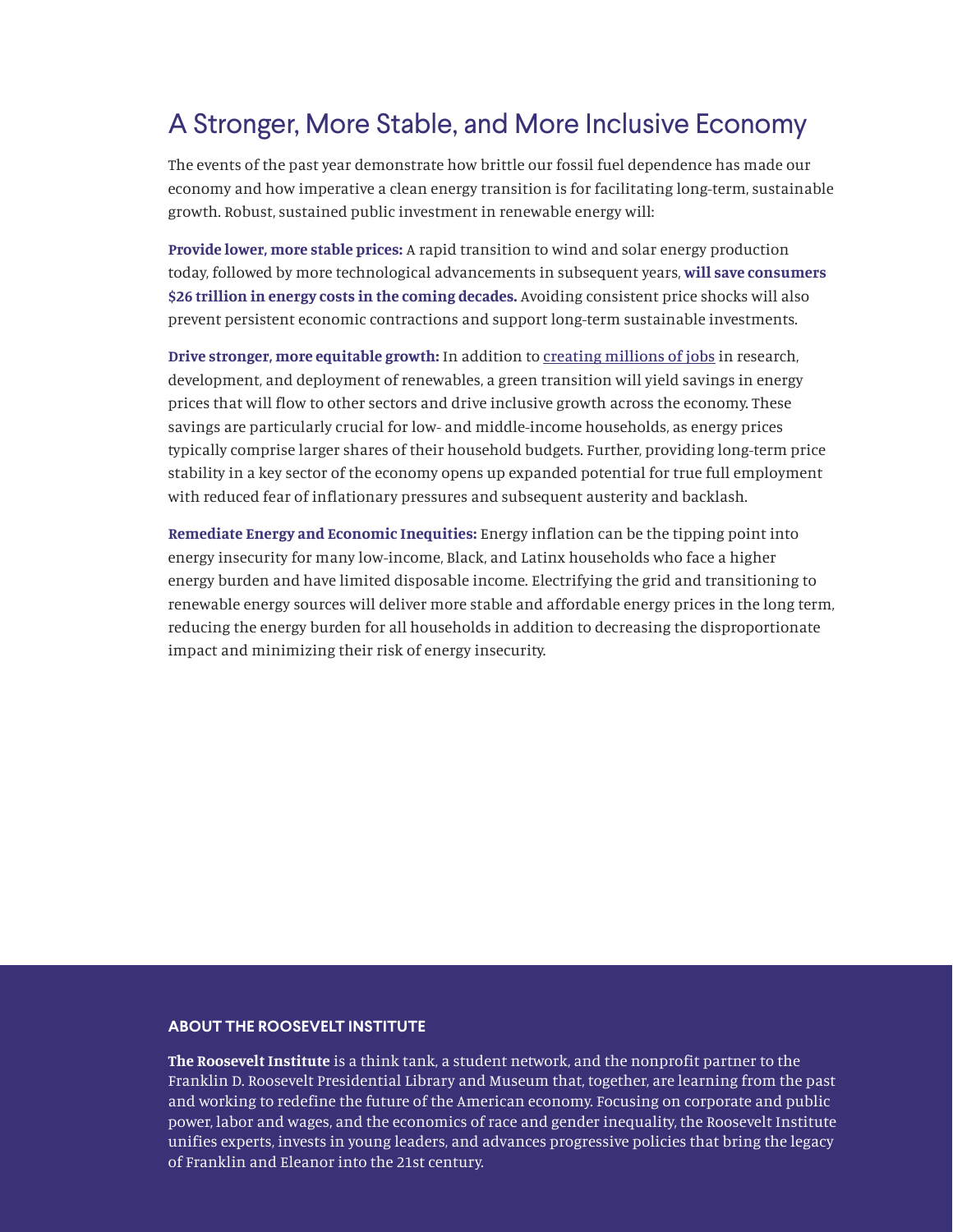## A Stronger, More Stable, and More Inclusive Economy

The events of the past year demonstrate how brittle our fossil fuel dependence has made our economy and how imperative a clean energy transition is for facilitating long-term, sustainable growth. Robust, sustained public investment in renewable energy will:

**Provide lower, more stable prices:** A rapid transition to wind and solar energy production today, followed by more technological advancements in subsequent years, **will save consumers $26 trillion in energy costs in the coming decades.** Avoiding consistent price shocks will also prevent persistent economic contractions and support long-term sustainable investments.

**Drive stronger, more equitable growth:** In addition to creating millions of jobs in research, development, and deployment of renewables, a green transition will yield savings in energy prices that will flow to other sectors and drive inclusive growth across the economy. These savings are particularly crucial for low- and middle-income households, as energy prices typically comprise larger shares of their household budgets. Further, providing long-term price stability in a key sector of the economy opens up expanded potential for true full employment with reduced fear of inflationary pressures and subsequent austerity and backlash.

**Remediate Energy and Economic Inequities:** Energy inflation can be the tipping point into energy insecurity for many low-income, Black, and Latinx households who face a higher energy burden and have limited disposable income. Electrifying the grid and transitioning to renewable energy sources will deliver more stable and affordable energy prices in the long term, reducing the energy burden for all households in addition to decreasing the disproportionate impact and minimizing their risk of energy insecurity.

### ABOUT THE ROOSEVELT INSTITUTE

**The Roosevelt Institute** is a think tank, a student network, and the nonprofit partner to the Franklin D. Roosevelt Presidential Library and Museum that, together, are learning from the past and working to redefine the future of the American economy. Focusing on corporate and public power, labor and wages, and the economics of race and gender inequality, the Roosevelt Institute unifies experts, invests in young leaders, and advances progressive policies that bring the legacy of Franklin and Eleanor into the 21st century.